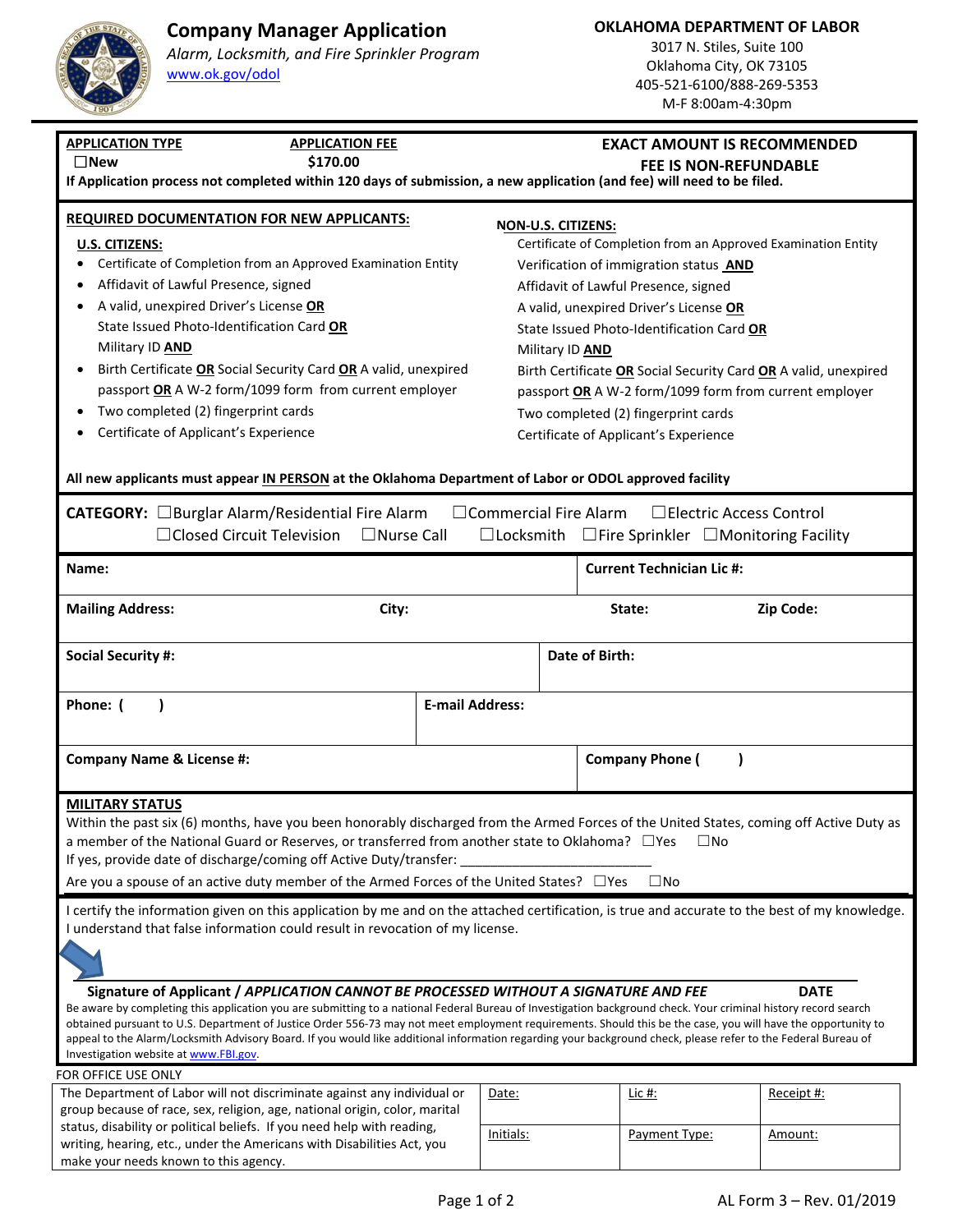# Company Manager Application

*Alarm, Locksmith, and Fire Sprinkler Program*
www.ok.gov/odol

**OKLAHOMA DEPARTMENT OF LABOR**
3017 N. Stiles, Suite 100
Oklahoma City, OK 73105
405-521-6100/888-269-5353
M-F 8:00am-4:30pm

**APPLICATION TYPE** ☐**New**

**APPLICATION FEE** **$170.00**

**EXACT AMOUNT IS RECOMMENDED**
**FEE IS NON-REFUNDABLE**

**If Application process not completed within 120 days of submission, a new application (and fee) will need to be filed.**

**REQUIRED DOCUMENTATION FOR NEW APPLICANTS:**

**U.S. CITIZENS:**

- Certificate of Completion from an Approved Examination Entity
- Affidavit of Lawful Presence, signed
- A valid, unexpired Driver's License **OR** State Issued Photo-Identification Card **OR** Military ID **AND**
- Birth Certificate **OR** Social Security Card **OR** A valid, unexpired passport **OR** A W-2 form/1099 form from current employer
- Two completed (2) fingerprint cards
- Certificate of Applicant's Experience

**NON-U.S. CITIZENS:**

Certificate of Completion from an Approved Examination Entity
Verification of immigration status **AND**
Affidavit of Lawful Presence, signed
A valid, unexpired Driver's License **OR**
State Issued Photo-Identification Card **OR**
Military ID **AND**
Birth Certificate **OR** Social Security Card **OR** A valid, unexpired passport **OR** A W-2 form/1099 form from current employer
Two completed (2) fingerprint cards
Certificate of Applicant's Experience

**All new applicants must appear IN PERSON at the Oklahoma Department of Labor or ODOL approved facility**

**CATEGORY:** ☐Burglar Alarm/Residential Fire Alarm ☐Commercial Fire Alarm ☐Electric Access Control ☐Closed Circuit Television ☐Nurse Call ☐Locksmith ☐Fire Sprinkler ☐Monitoring Facility

| **Name:** | | | **Current Technician Lic #:** |
|---|---|---|---|
| **Mailing Address:** | **City:** | **State:** | **Zip Code:** |
| **Social Security #:** | | **Date of Birth:** | |
| **Phone: (     )** | **E-mail Address:** | | |
| **Company Name & License #:** | | **Company Phone (     )** | |

**MILITARY STATUS**

Within the past six (6) months, have you been honorably discharged from the Armed Forces of the United States, coming off Active Duty as a member of the National Guard or Reserves, or transferred from another state to Oklahoma? ☐Yes ☐No

If yes, provide date of discharge/coming off Active Duty/transfer: ___________________________

Are you a spouse of an active duty member of the Armed Forces of the United States? ☐Yes ☐No

I certify the information given on this application by me and on the attached certification, is true and accurate to the best of my knowledge. I understand that false information could result in revocation of my license.

**Signature of Applicant /** ***APPLICATION CANNOT BE PROCESSED WITHOUT A SIGNATURE AND FEE*** **DATE**

Be aware by completing this application you are submitting to a national Federal Bureau of Investigation background check. Your criminal history record search obtained pursuant to U.S. Department of Justice Order 556-73 may not meet employment requirements. Should this be the case, you will have the opportunity to appeal to the Alarm/Locksmith Advisory Board. If you would like additional information regarding your background check, please refer to the Federal Bureau of Investigation website at www.FBI.gov.

FOR OFFICE USE ONLY

| The Department of Labor will not discriminate against any individual or group because of race, sex, religion, age, national origin, color, marital status, disability or political beliefs. If you need help with reading, writing, hearing, etc., under the Americans with Disabilities Act, you make your needs known to this agency. | Date: | Lic #: | Receipt #: |
|---|---|---|---|
| | Initials: | Payment Type: | Amount: |

AL Form 3 – Rev. 01/2019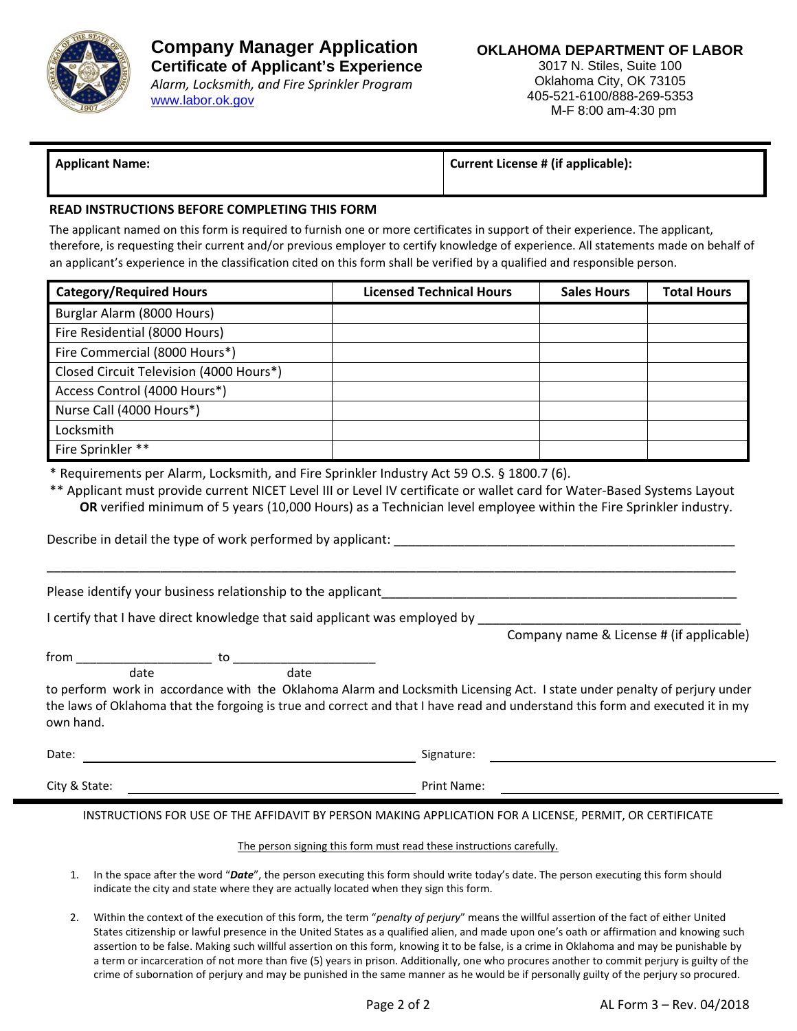# Company Manager Application

## Certificate of Applicant's Experience

*Alarm, Locksmith, and Fire Sprinkler Program*

www.labor.ok.gov

**OKLAHOMA DEPARTMENT OF LABOR**

3017 N. Stiles, Suite 100
Oklahoma City, OK 73105
405-521-6100/888-269-5353
M-F 8:00 am-4:30 pm

| **Applicant Name:** | **Current License # (if applicable):** |
|---|---|
| | |

**READ INSTRUCTIONS BEFORE COMPLETING THIS FORM**

The applicant named on this form is required to furnish one or more certificates in support of their experience. The applicant, therefore, is requesting their current and/or previous employer to certify knowledge of experience. All statements made on behalf of an applicant's experience in the classification cited on this form shall be verified by a qualified and responsible person.

| Category/Required Hours | Licensed Technical Hours | Sales Hours | Total Hours |
|---|---|---|---|
| Burglar Alarm (8000 Hours) | | | |
| Fire Residential (8000 Hours) | | | |
| Fire Commercial (8000 Hours*) | | | |
| Closed Circuit Television (4000 Hours*) | | | |
| Access Control (4000 Hours*) | | | |
| Nurse Call (4000 Hours*) | | | |
| Locksmith | | | |
| Fire Sprinkler ** | | | |

\* Requirements per Alarm, Locksmith, and Fire Sprinkler Industry Act 59 O.S. § 1800.7 (6).

** Applicant must provide current NICET Level III or Level IV certificate or wallet card for Water-Based Systems Layout **OR** verified minimum of 5 years (10,000 Hours) as a Technician level employee within the Fire Sprinkler industry.

Describe in detail the type of work performed by applicant: ______________________________________________

______________________________________________________________________________________________

Please identify your business relationship to the applicant______________________________________________

I certify that I have direct knowledge that said applicant was employed by ____________________________________
Company name & License # (if applicable)

from ____________________ to ____________________
date date

to perform work in accordance with the Oklahoma Alarm and Locksmith Licensing Act. I state under penalty of perjury under the laws of Oklahoma that the forgoing is true and correct and that I have read and understand this form and executed it in my own hand.

Date: ______________________________ Signature: ______________________________

City & State: ______________________________ Print Name: ______________________________

INSTRUCTIONS FOR USE OF THE AFFIDAVIT BY PERSON MAKING APPLICATION FOR A LICENSE, PERMIT, OR CERTIFICATE

The person signing this form must read these instructions carefully.

1. In the space after the word "***Date***", the person executing this form should write today's date. The person executing this form should indicate the city and state where they are actually located when they sign this form.

2. Within the context of the execution of this form, the term "*penalty of perjury*" means the willful assertion of the fact of either United States citizenship or lawful presence in the United States as a qualified alien, and made upon one's oath or affirmation and knowing such assertion to be false. Making such willful assertion on this form, knowing it to be false, is a crime in Oklahoma and may be punishable by a term or incarceration of not more than five (5) years in prison. Additionally, one who procures another to commit perjury is guilty of the crime of subornation of perjury and may be punished in the same manner as he would be if personally guilty of the perjury so procured.

AL Form 3 – Rev. 04/2018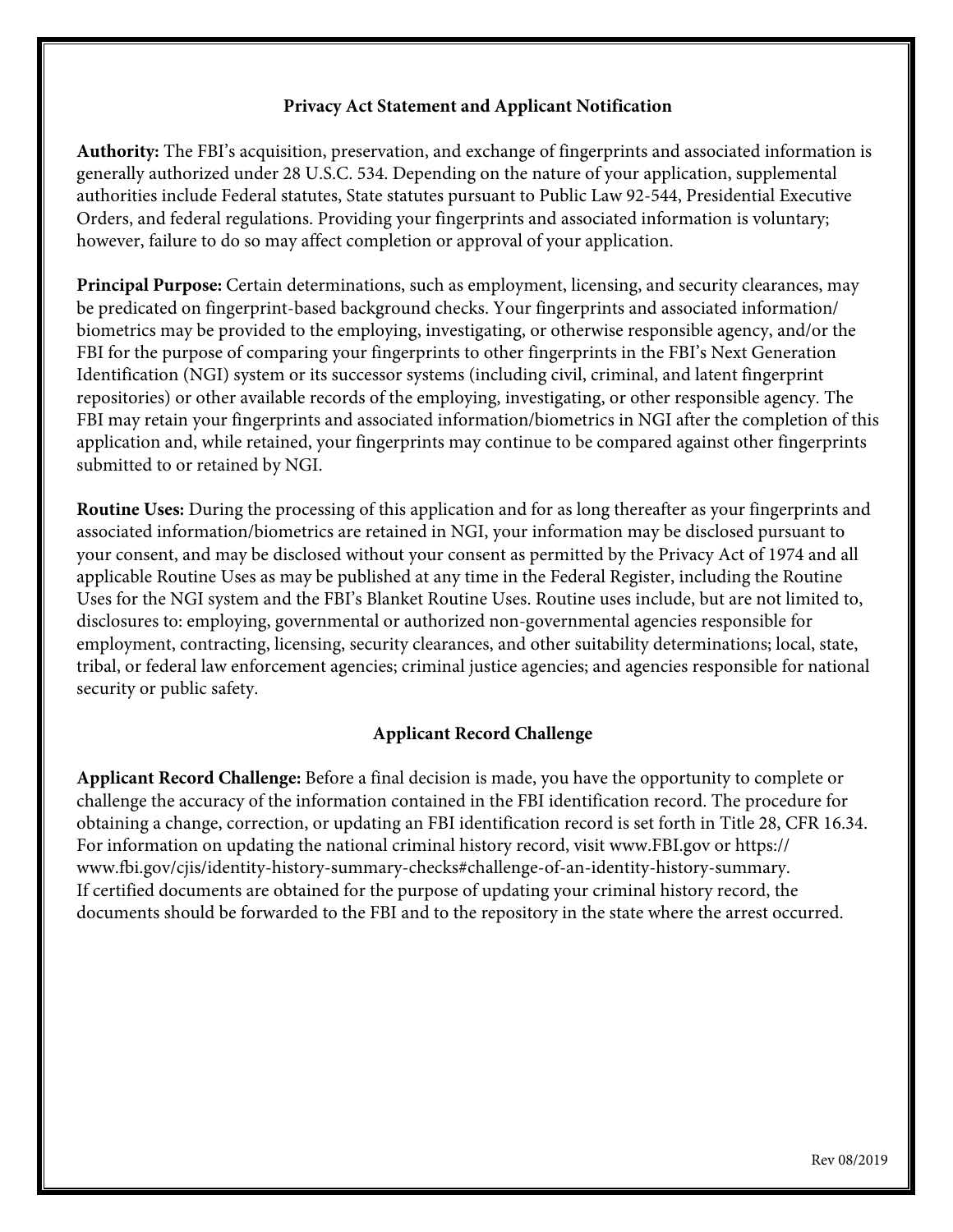## Privacy Act Statement and Applicant Notification

**Authority:** The FBI's acquisition, preservation, and exchange of fingerprints and associated information is generally authorized under 28 U.S.C. 534. Depending on the nature of your application, supplemental authorities include Federal statutes, State statutes pursuant to Public Law 92-544, Presidential Executive Orders, and federal regulations. Providing your fingerprints and associated information is voluntary; however, failure to do so may affect completion or approval of your application.

**Principal Purpose:** Certain determinations, such as employment, licensing, and security clearances, may be predicated on fingerprint-based background checks. Your fingerprints and associated information/ biometrics may be provided to the employing, investigating, or otherwise responsible agency, and/or the FBI for the purpose of comparing your fingerprints to other fingerprints in the FBI's Next Generation Identification (NGI) system or its successor systems (including civil, criminal, and latent fingerprint repositories) or other available records of the employing, investigating, or other responsible agency. The FBI may retain your fingerprints and associated information/biometrics in NGI after the completion of this application and, while retained, your fingerprints may continue to be compared against other fingerprints submitted to or retained by NGI.

**Routine Uses:** During the processing of this application and for as long thereafter as your fingerprints and associated information/biometrics are retained in NGI, your information may be disclosed pursuant to your consent, and may be disclosed without your consent as permitted by the Privacy Act of 1974 and all applicable Routine Uses as may be published at any time in the Federal Register, including the Routine Uses for the NGI system and the FBI's Blanket Routine Uses. Routine uses include, but are not limited to, disclosures to: employing, governmental or authorized non-governmental agencies responsible for employment, contracting, licensing, security clearances, and other suitability determinations; local, state, tribal, or federal law enforcement agencies; criminal justice agencies; and agencies responsible for national security or public safety.

## Applicant Record Challenge

**Applicant Record Challenge:** Before a final decision is made, you have the opportunity to complete or challenge the accuracy of the information contained in the FBI identification record. The procedure for obtaining a change, correction, or updating an FBI identification record is set forth in Title 28, CFR 16.34. For information on updating the national criminal history record, visit www.FBI.gov or https://www.fbi.gov/cjis/identity-history-summary-checks#challenge-of-an-identity-history-summary. If certified documents are obtained for the purpose of updating your criminal history record, the documents should be forwarded to the FBI and to the repository in the state where the arrest occurred.

Rev 08/2019